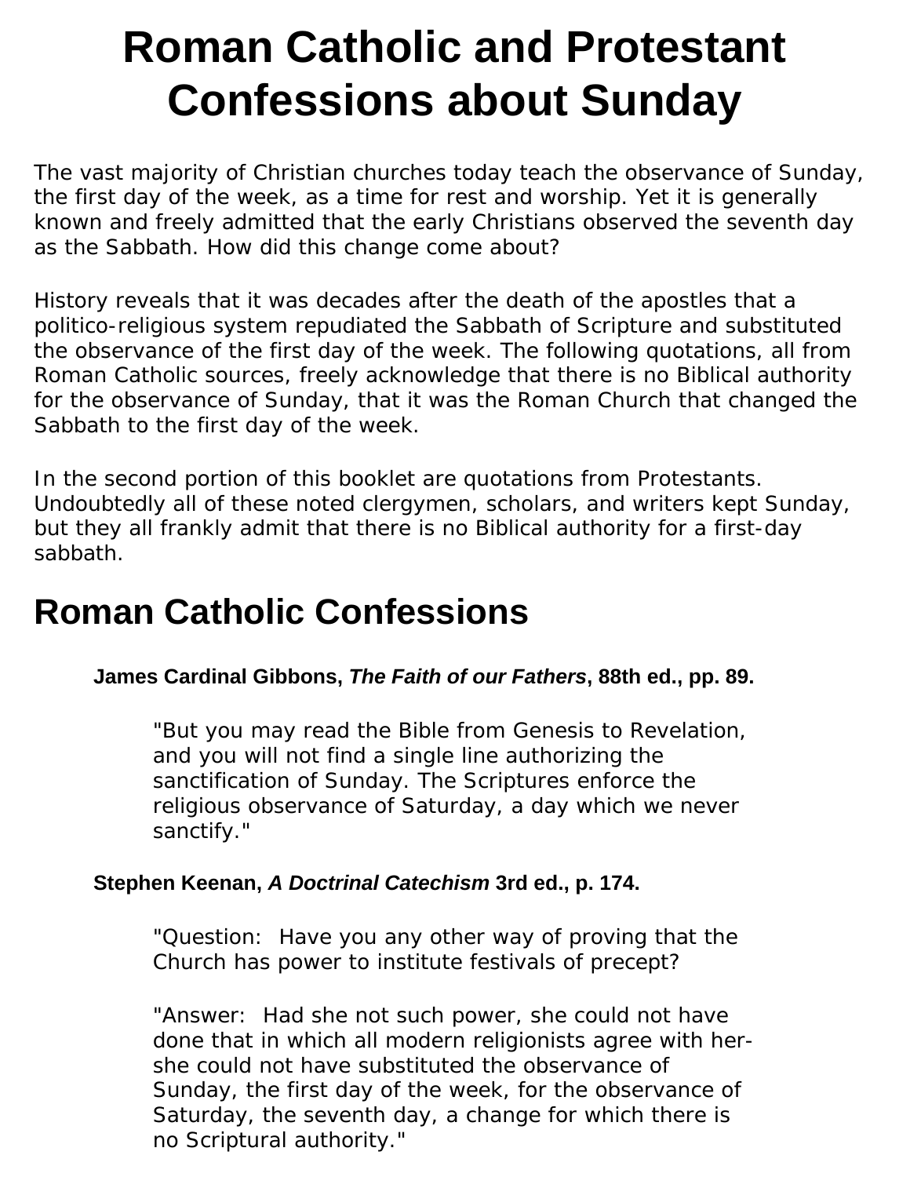# Roman Catholic and Protestant Confessions about Sunday

The vast majority of Christian churches today teach the observance of Sunday, the first day of the week, as a time for rest and worship. Yet it is generally known and freely admitted that the early Christians observed the seventh day as the Sabbath. How did this change come about?

History reveals that it was decades after the death of the apostles that a politico-religious system repudiated the Sabbath of Scripture and substituted the observance of the first day of the week. The following quotations, all from Roman Catholic sources, freely acknowledge that there is no Biblical authority for the observance of Sunday, that it was the Roman Church that changed the Sabbath to the first day of the week.

In the second portion of this booklet are quotations from Protestants. Undoubtedly all of these noted clergymen, scholars, and writers kept Sunday, but they all frankly admit that there is no Biblical authority for a first-day sabbath.

## Roman Catholic Confessions

**James Cardinal Gibbons, *The Faith of our Fathers*, 88th ed., pp. 89.**

> "But you may read the Bible from Genesis to Revelation, and you will not find a single line authorizing the sanctification of Sunday. The Scriptures enforce the religious observance of Saturday, a day which we never sanctify."

**Stephen Keenan, *A Doctrinal Catechism* 3rd ed., p. 174.**

> "Question: Have you any other way of proving that the Church has power to institute festivals of precept?
>
> "Answer: Had she not such power, she could not have done that in which all modern religionists agree with her-she could not have substituted the observance of Sunday, the first day of the week, for the observance of Saturday, the seventh day, a change for which there is no Scriptural authority."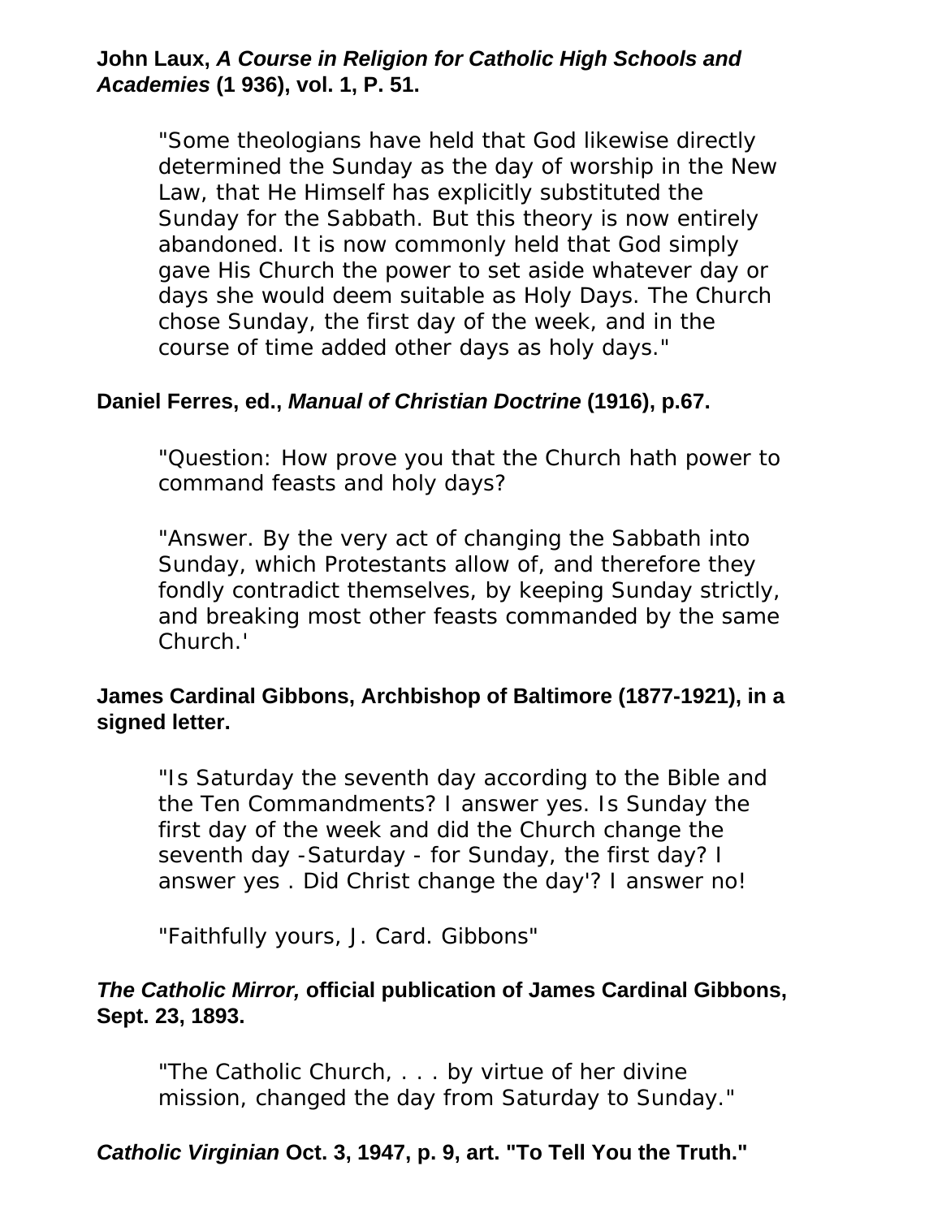**John Laux, *A Course in Religion for Catholic High Schools and Academies* (1 936), vol. 1, P. 51.**

> "Some theologians have held that God likewise directly determined the Sunday as the day of worship in the New Law, that He Himself has explicitly substituted the Sunday for the Sabbath. But this theory is now entirely abandoned. It is now commonly held that God simply gave His Church the power to set aside whatever day or days she would deem suitable as Holy Days. The Church chose Sunday, the first day of the week, and in the course of time added other days as holy days."

**Daniel Ferres, ed., *Manual of Christian Doctrine* (1916), p.67.**

> "Question: How prove you that the Church hath power to command feasts and holy days?
>
> "Answer. By the very act of changing the Sabbath into Sunday, which Protestants allow of, and therefore they fondly contradict themselves, by keeping Sunday strictly, and breaking most other feasts commanded by the same Church.'

**James Cardinal Gibbons, Archbishop of Baltimore (1877-1921), in a signed letter.**

> "Is Saturday the seventh day according to the Bible and the Ten Commandments? I answer yes. Is Sunday the first day of the week and did the Church change the seventh day -Saturday - for Sunday, the first day? I answer yes . Did Christ change the day'? I answer no!
>
> "Faithfully yours, J. Card. Gibbons"

***The Catholic Mirror,* official publication of James Cardinal Gibbons, Sept. 23, 1893.**

> "The Catholic Church, . . . by virtue of her divine mission, changed the day from Saturday to Sunday."

***Catholic Virginian* Oct. 3, 1947, p. 9, art. "To Tell You the Truth."**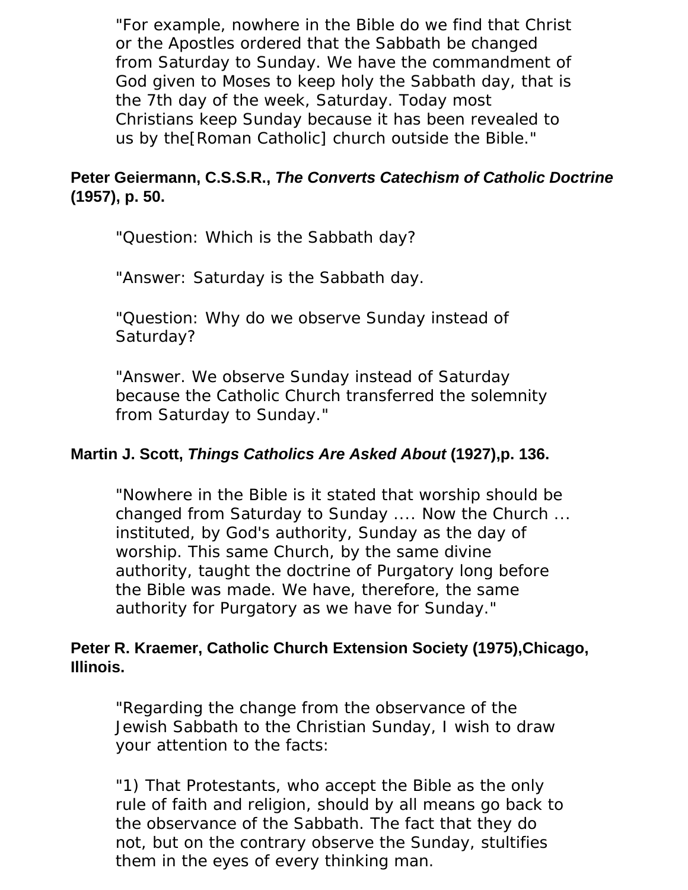> "For example, nowhere in the Bible do we find that Christ or the Apostles ordered that the Sabbath be changed from Saturday to Sunday. We have the commandment of God given to Moses to keep holy the Sabbath day, that is the 7th day of the week, Saturday. Today most Christians keep Sunday because it has been revealed to us by the[Roman Catholic] church outside the Bible."

**Peter Geiermann, C.S.S.R., *The Converts Catechism of Catholic Doctrine* (1957), p. 50.**

> "Question: Which is the Sabbath day?
>
> "Answer: Saturday is the Sabbath day.
>
> "Question: Why do we observe Sunday instead of Saturday?
>
> "Answer. We observe Sunday instead of Saturday because the Catholic Church transferred the solemnity from Saturday to Sunday."

**Martin J. Scott, *Things Catholics Are Asked About* (1927),p. 136.**

> "Nowhere in the Bible is it stated that worship should be changed from Saturday to Sunday .... Now the Church ... instituted, by God's authority, Sunday as the day of worship. This same Church, by the same divine authority, taught the doctrine of Purgatory long before the Bible was made. We have, therefore, the same authority for Purgatory as we have for Sunday."

**Peter R. Kraemer, Catholic Church Extension Society (1975),Chicago, Illinois.**

> "Regarding the change from the observance of the Jewish Sabbath to the Christian Sunday, I wish to draw your attention to the facts:
>
> "1) That Protestants, who accept the Bible as the only rule of faith and religion, should by all means go back to the observance of the Sabbath. The fact that they do not, but on the contrary observe the Sunday, stultifies them in the eyes of every thinking man.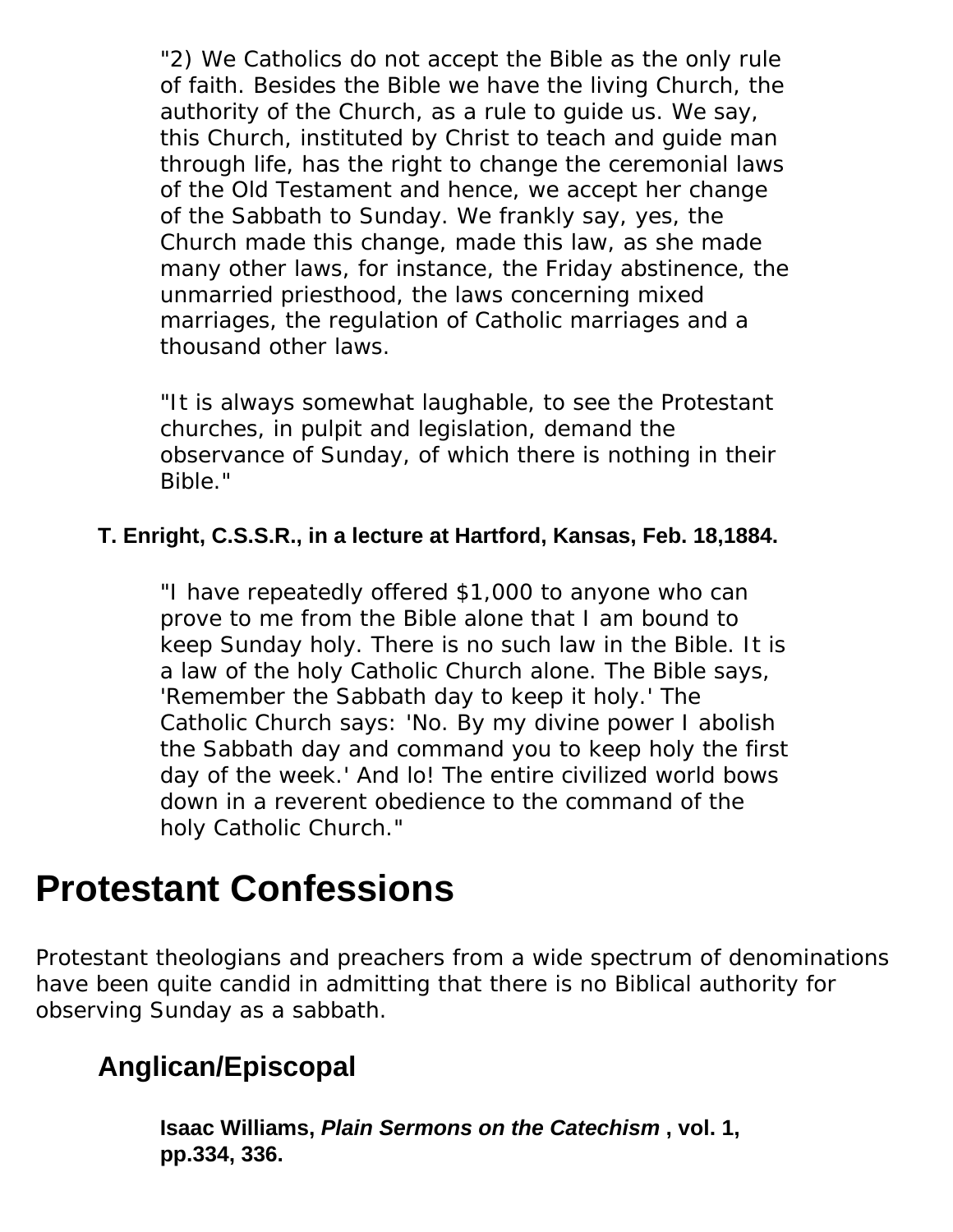"2) We Catholics do not accept the Bible as the only rule of faith. Besides the Bible we have the living Church, the authority of the Church, as a rule to guide us. We say, this Church, instituted by Christ to teach and guide man through life, has the right to change the ceremonial laws of the Old Testament and hence, we accept her change of the Sabbath to Sunday. We frankly say, yes, the Church made this change, made this law, as she made many other laws, for instance, the Friday abstinence, the unmarried priesthood, the laws concerning mixed marriages, the regulation of Catholic marriages and a thousand other laws.

"It is always somewhat laughable, to see the Protestant churches, in pulpit and legislation, demand the observance of Sunday, of which there is nothing in their Bible."

**T. Enright, C.S.S.R., in a lecture at Hartford, Kansas, Feb. 18,1884.**

"I have repeatedly offered $1,000 to anyone who can prove to me from the Bible alone that I am bound to keep Sunday holy. There is no such law in the Bible. It is a law of the holy Catholic Church alone. The Bible says, 'Remember the Sabbath day to keep it holy.' The Catholic Church says: 'No. By my divine power I abolish the Sabbath day and command you to keep holy the first day of the week.' And lo! The entire civilized world bows down in a reverent obedience to the command of the holy Catholic Church."

# Protestant Confessions

Protestant theologians and preachers from a wide spectrum of denominations have been quite candid in admitting that there is no Biblical authority for observing Sunday as a sabbath.

## Anglican/Episcopal

**Isaac Williams, *Plain Sermons on the Catechism* , vol. 1, pp.334, 336.**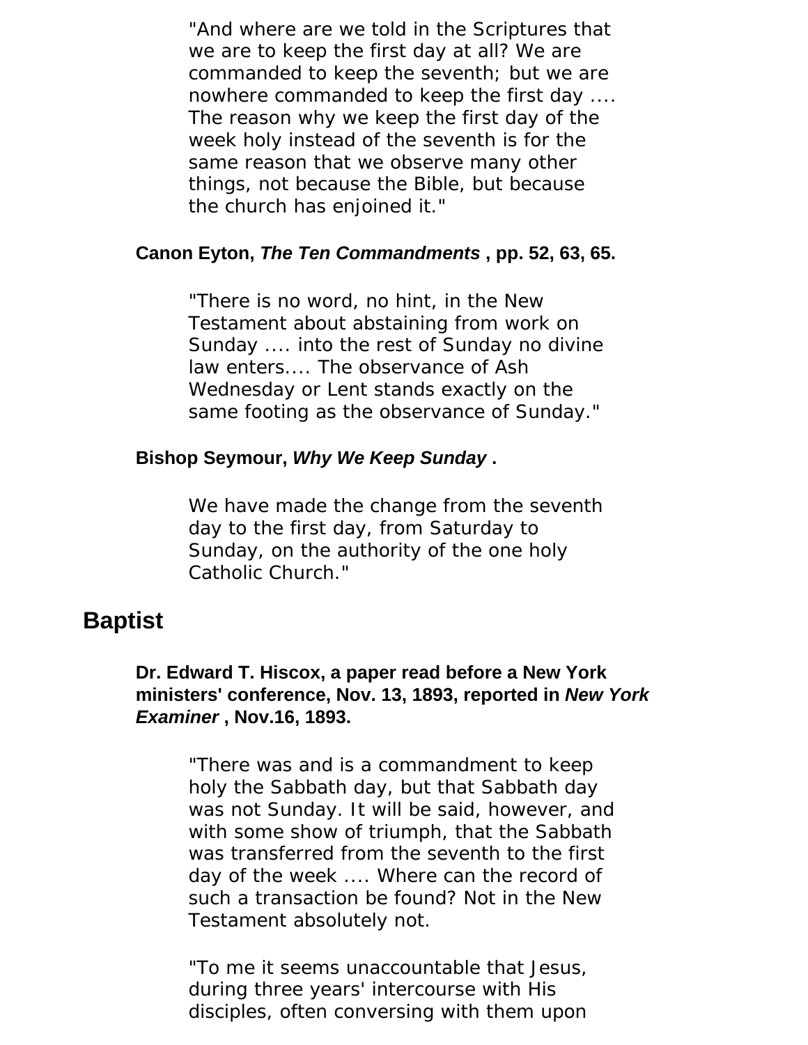> "And where are we told in the Scriptures that we are to keep the first day at all? We are commanded to keep the seventh; but we are nowhere commanded to keep the first day .... The reason why we keep the first day of the week holy instead of the seventh is for the same reason that we observe many other things, not because the Bible, but because the church has enjoined it."

**Canon Eyton, *The Ten Commandments* , pp. 52, 63, 65.**

> "There is no word, no hint, in the New Testament about abstaining from work on Sunday .... into the rest of Sunday no divine law enters.... The observance of Ash Wednesday or Lent stands exactly on the same footing as the observance of Sunday."

**Bishop Seymour, *Why We Keep Sunday* .**

> We have made the change from the seventh day to the first day, from Saturday to Sunday, on the authority of the one holy Catholic Church."

## Baptist

**Dr. Edward T. Hiscox, a paper read before a New York ministers' conference, Nov. 13, 1893, reported in *New York Examiner* , Nov.16, 1893.**

> "There was and is a commandment to keep holy the Sabbath day, but that Sabbath day was not Sunday. It will be said, however, and with some show of triumph, that the Sabbath was transferred from the seventh to the first day of the week .... Where can the record of such a transaction be found? Not in the New Testament absolutely not.
>
> "To me it seems unaccountable that Jesus, during three years' intercourse with His disciples, often conversing with them upon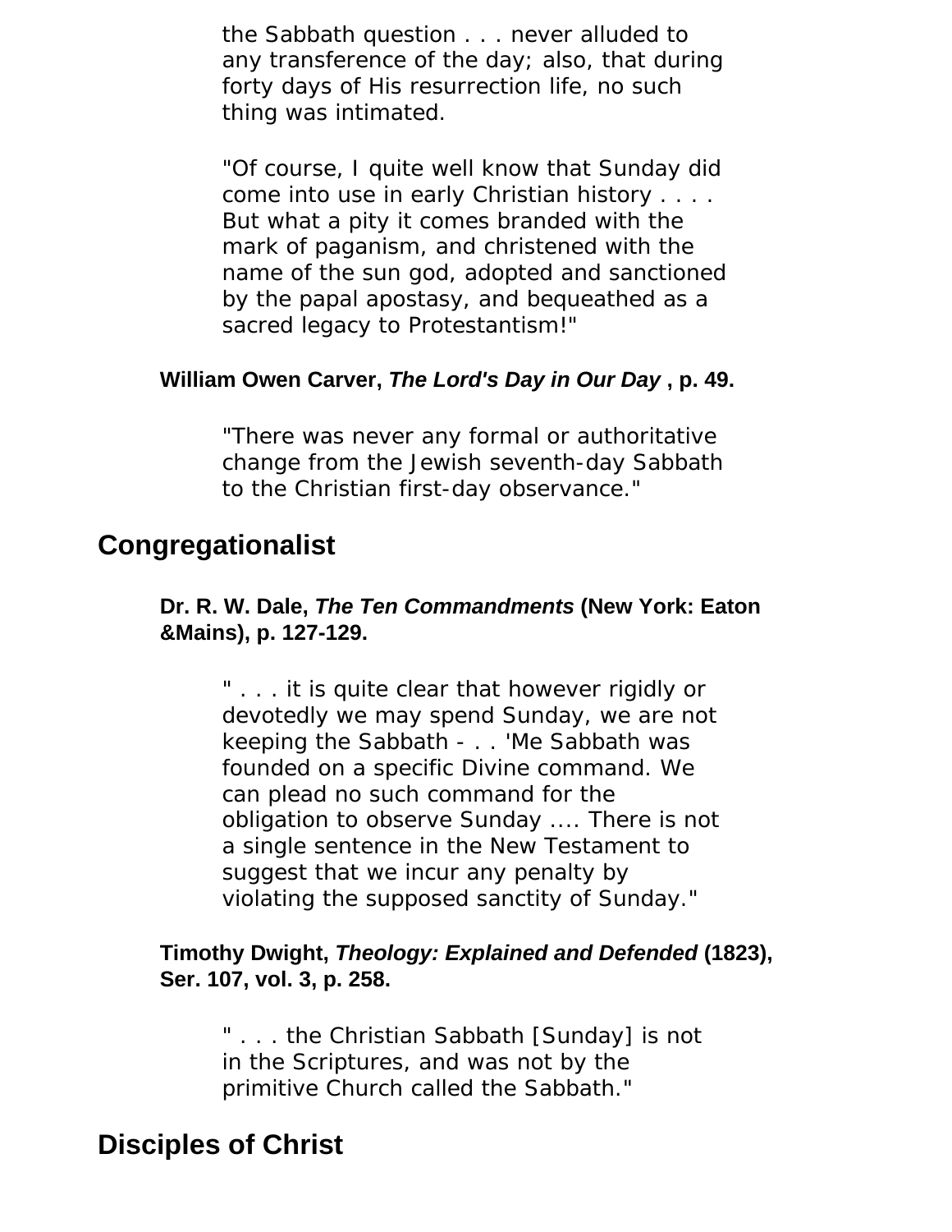> the Sabbath question . . . never alluded to any transference of the day; also, that during forty days of His resurrection life, no such thing was intimated.
>
> "Of course, I quite well know that Sunday did come into use in early Christian history . . . . But what a pity it comes branded with the mark of paganism, and christened with the name of the sun god, adopted and sanctioned by the papal apostasy, and bequeathed as a sacred legacy to Protestantism!"

**William Owen Carver, *The Lord's Day in Our Day* , p. 49.**

> "There was never any formal or authoritative change from the Jewish seventh-day Sabbath to the Christian first-day observance."

## Congregationalist

**Dr. R. W. Dale, *The Ten Commandments* (New York: Eaton &Mains), p. 127-129.**

> " . . . it is quite clear that however rigidly or devotedly we may spend Sunday, we are not keeping the Sabbath - . . 'Me Sabbath was founded on a specific Divine command. We can plead no such command for the obligation to observe Sunday .... There is not a single sentence in the New Testament to suggest that we incur any penalty by violating the supposed sanctity of Sunday."

**Timothy Dwight, *Theology: Explained and Defended* (1823), Ser. 107, vol. 3, p. 258.**

> " . . . the Christian Sabbath [Sunday] is not in the Scriptures, and was not by the primitive Church called the Sabbath."

## Disciples of Christ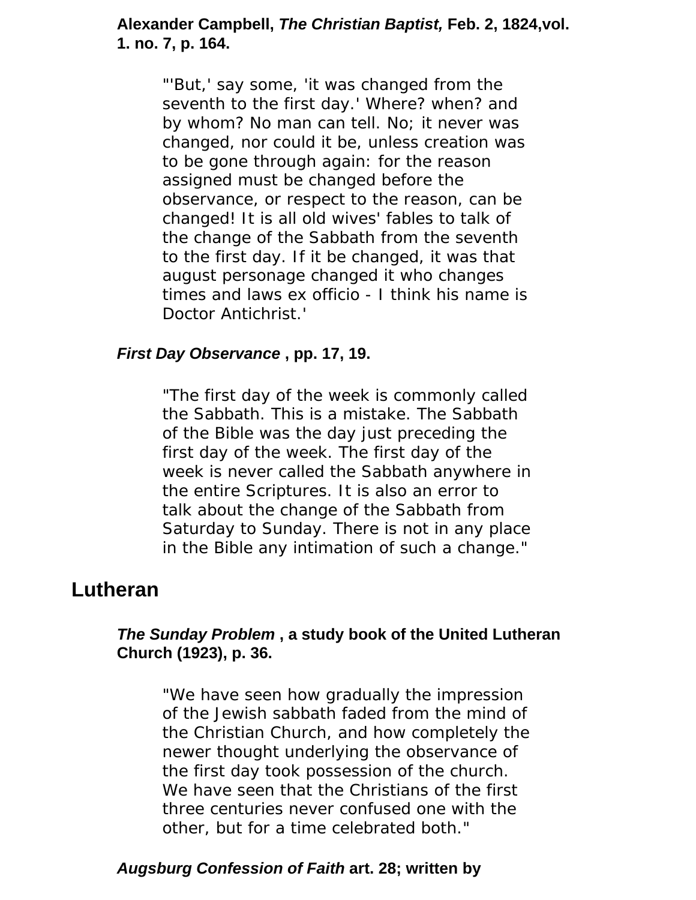**Alexander Campbell, *The Christian Baptist,* Feb. 2, 1824,vol. 1. no. 7, p. 164.**

> "'But,' say some, 'it was changed from the seventh to the first day.' Where? when? and by whom? No man can tell. No; it never was changed, nor could it be, unless creation was to be gone through again: for the reason assigned must be changed before the observance, or respect to the reason, can be changed! It is all old wives' fables to talk of the change of the Sabbath from the seventh to the first day. If it be changed, it was that august personage changed it who changes times and laws ex officio - I think his name is Doctor Antichrist.'

***First Day Observance* , pp. 17, 19.**

> "The first day of the week is commonly called the Sabbath. This is a mistake. The Sabbath of the Bible was the day just preceding the first day of the week. The first day of the week is never called the Sabbath anywhere in the entire Scriptures. It is also an error to talk about the change of the Sabbath from Saturday to Sunday. There is not in any place in the Bible any intimation of such a change."

## Lutheran

***The Sunday Problem* , a study book of the United Lutheran Church (1923), p. 36.**

> "We have seen how gradually the impression of the Jewish sabbath faded from the mind of the Christian Church, and how completely the newer thought underlying the observance of the first day took possession of the church. We have seen that the Christians of the first three centuries never confused one with the other, but for a time celebrated both."

***Augsburg Confession of Faith* art. 28; written by**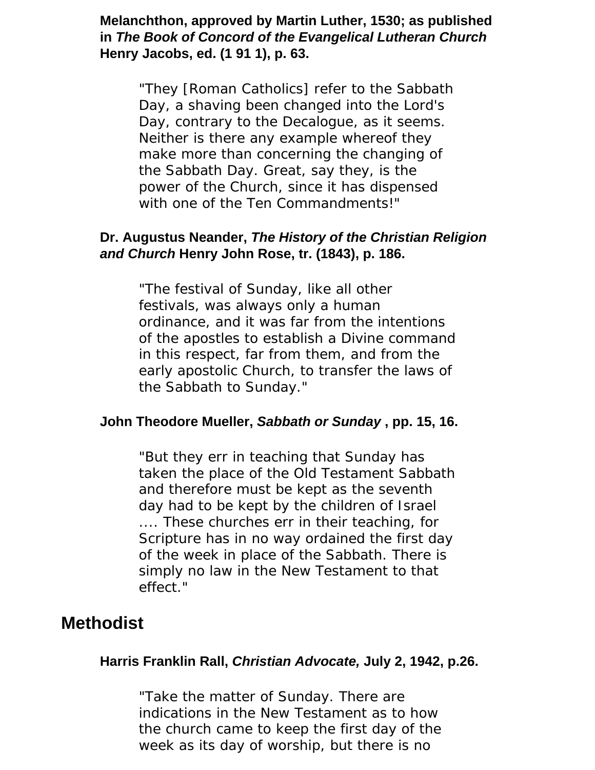**Melanchthon, approved by Martin Luther, 1530; as published in *The Book of Concord of the Evangelical Lutheran Church* Henry Jacobs, ed. (1 91 1), p. 63.**

> "They [Roman Catholics] refer to the Sabbath Day, a shaving been changed into the Lord's Day, contrary to the Decalogue, as it seems. Neither is there any example whereof they make more than concerning the changing of the Sabbath Day. Great, say they, is the power of the Church, since it has dispensed with one of the Ten Commandments!"

**Dr. Augustus Neander, *The History of the Christian Religion and Church* Henry John Rose, tr. (1843), p. 186.**

> "The festival of Sunday, like all other festivals, was always only a human ordinance, and it was far from the intentions of the apostles to establish a Divine command in this respect, far from them, and from the early apostolic Church, to transfer the laws of the Sabbath to Sunday."

**John Theodore Mueller, *Sabbath or Sunday* , pp. 15, 16.**

> "But they err in teaching that Sunday has taken the place of the Old Testament Sabbath and therefore must be kept as the seventh day had to be kept by the children of Israel .... These churches err in their teaching, for Scripture has in no way ordained the first day of the week in place of the Sabbath. There is simply no law in the New Testament to that effect."

## Methodist

**Harris Franklin Rall, *Christian Advocate,* July 2, 1942, p.26.**

> "Take the matter of Sunday. There are indications in the New Testament as to how the church came to keep the first day of the week as its day of worship, but there is no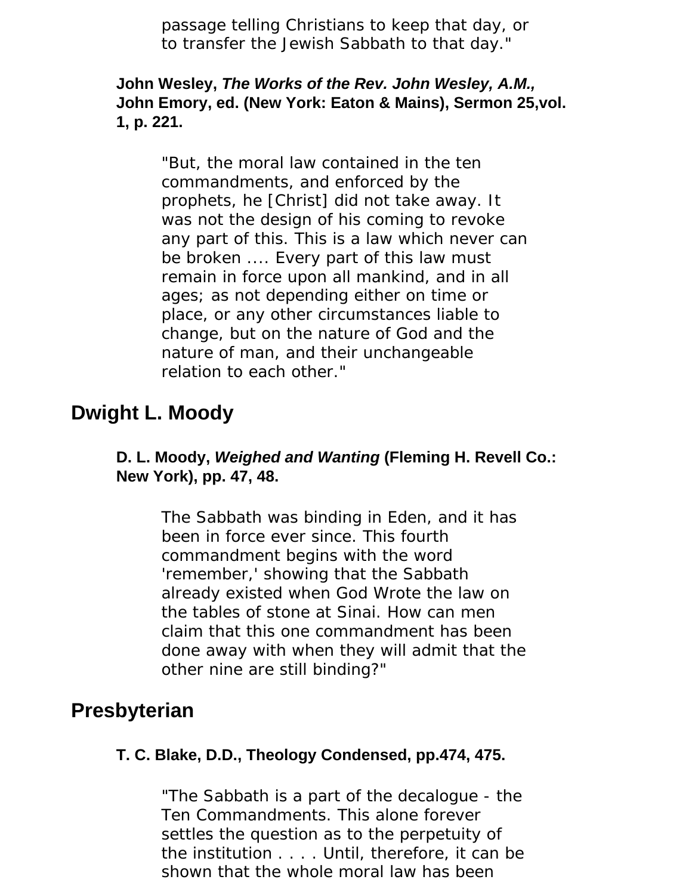passage telling Christians to keep that day, or to transfer the Jewish Sabbath to that day."

**John Wesley, *The Works of the Rev. John Wesley, A.M.,* John Emory, ed. (New York: Eaton & Mains), Sermon 25,vol. 1, p. 221.**

> "But, the moral law contained in the ten commandments, and enforced by the prophets, he [Christ] did not take away. It was not the design of his coming to revoke any part of this. This is a law which never can be broken .... Every part of this law must remain in force upon all mankind, and in all ages; as not depending either on time or place, or any other circumstances liable to change, but on the nature of God and the nature of man, and their unchangeable relation to each other."

## Dwight L. Moody

**D. L. Moody, *Weighed and Wanting* (Fleming H. Revell Co.: New York), pp. 47, 48.**

> The Sabbath was binding in Eden, and it has been in force ever since. This fourth commandment begins with the word 'remember,' showing that the Sabbath already existed when God Wrote the law on the tables of stone at Sinai. How can men claim that this one commandment has been done away with when they will admit that the other nine are still binding?"

## Presbyterian

**T. C. Blake, D.D., Theology Condensed, pp.474, 475.**

> "The Sabbath is a part of the decalogue - the Ten Commandments. This alone forever settles the question as to the perpetuity of the institution . . . . Until, therefore, it can be shown that the whole moral law has been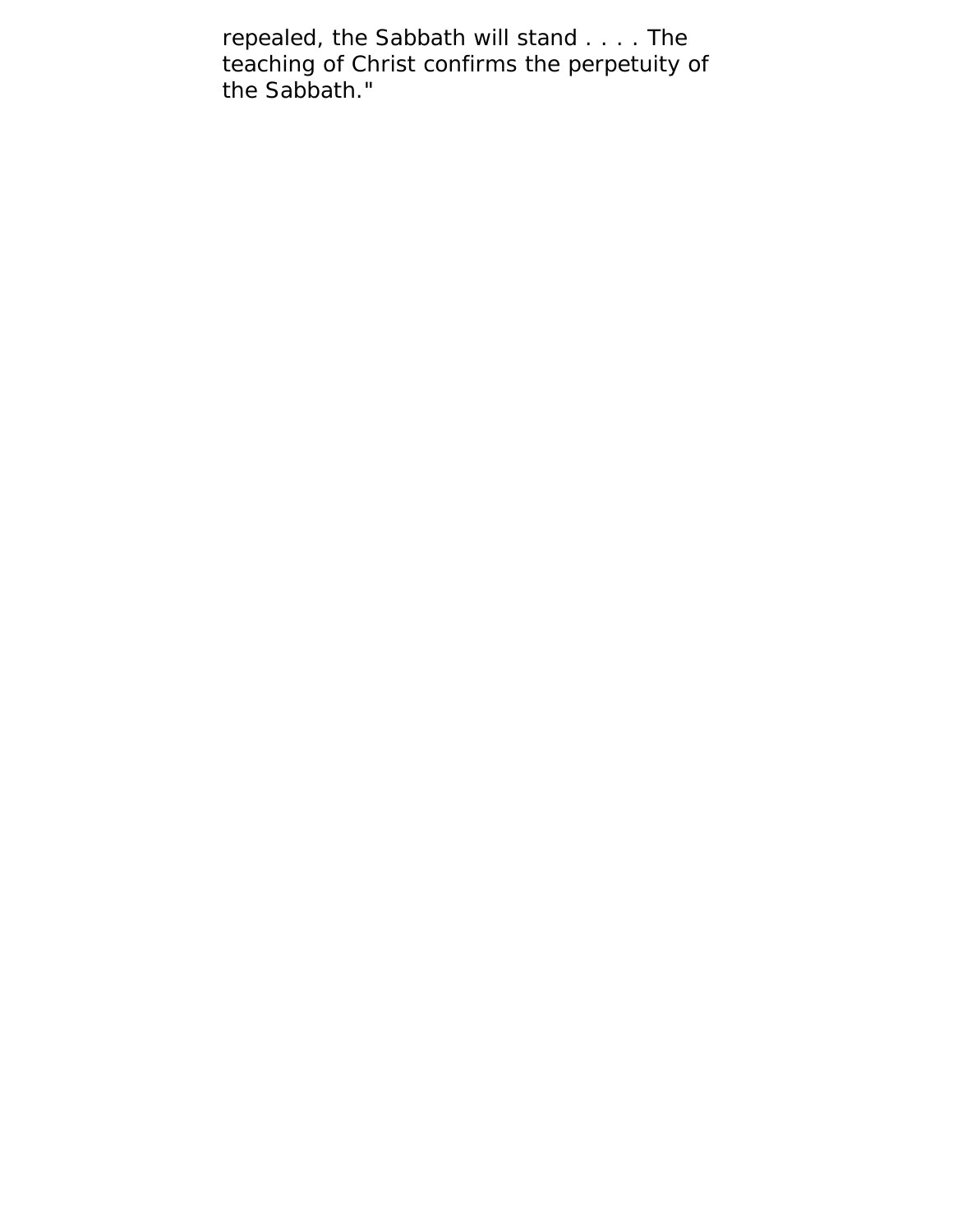repealed, the Sabbath will stand . . . . The teaching of Christ confirms the perpetuity of the Sabbath."